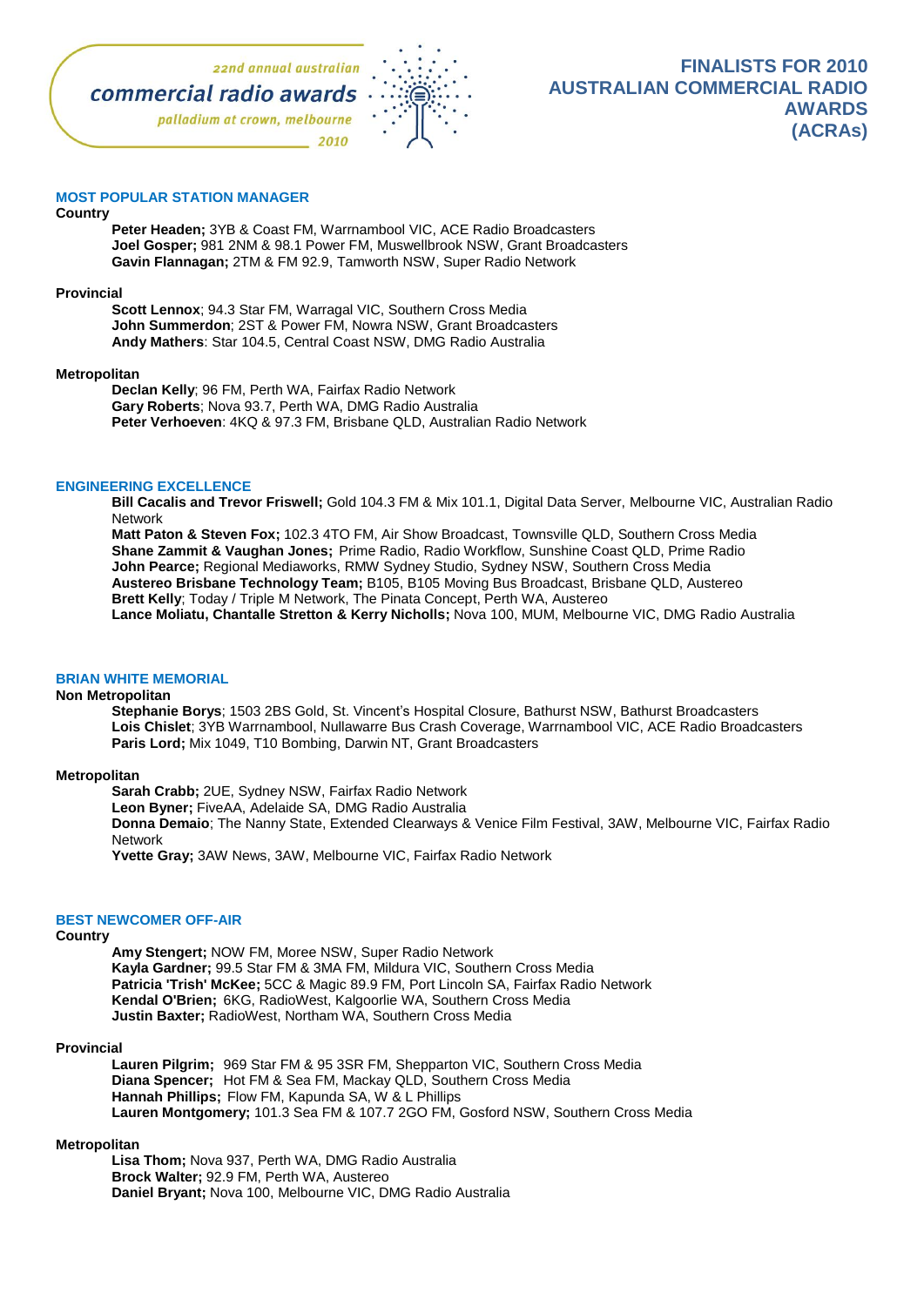22nd annual australian
commercial radio awards
palladium at crown, melbourne
2010

# FINALISTS FOR 2010 AUSTRALIAN COMMERCIAL RADIO AWARDS (ACRAs)

## MOST POPULAR STATION MANAGER

### Country

**Peter Headen;** 3YB & Coast FM, Warrnambool VIC, ACE Radio Broadcasters
**Joel Gosper;** 981 2NM & 98.1 Power FM, Muswellbrook NSW, Grant Broadcasters
**Gavin Flannagan;** 2TM & FM 92.9, Tamworth NSW, Super Radio Network

### Provincial

**Scott Lennox**; 94.3 Star FM, Warragal VIC, Southern Cross Media
**John Summerdon**; 2ST & Power FM, Nowra NSW, Grant Broadcasters
**Andy Mathers**: Star 104.5, Central Coast NSW, DMG Radio Australia

### Metropolitan

**Declan Kelly**; 96 FM, Perth WA, Fairfax Radio Network
**Gary Roberts**; Nova 93.7, Perth WA, DMG Radio Australia
**Peter Verhoeven**: 4KQ & 97.3 FM, Brisbane QLD, Australian Radio Network

## ENGINEERING EXCELLENCE

**Bill Cacalis and Trevor Friswell;** Gold 104.3 FM & Mix 101.1, Digital Data Server, Melbourne VIC, Australian Radio Network
**Matt Paton & Steven Fox;** 102.3 4TO FM, Air Show Broadcast, Townsville QLD, Southern Cross Media
**Shane Zammit & Vaughan Jones;** Prime Radio, Radio Workflow, Sunshine Coast QLD, Prime Radio
**John Pearce;** Regional Mediaworks, RMW Sydney Studio, Sydney NSW, Southern Cross Media
**Austereo Brisbane Technology Team;** B105, B105 Moving Bus Broadcast, Brisbane QLD, Austereo
**Brett Kelly**; Today / Triple M Network, The Pinata Concept, Perth WA, Austereo
**Lance Moliatu, Chantalle Stretton & Kerry Nicholls;** Nova 100, MUM, Melbourne VIC, DMG Radio Australia

## BRIAN WHITE MEMORIAL

### Non Metropolitan

**Stephanie Borys**; 1503 2BS Gold, St. Vincent's Hospital Closure, Bathurst NSW, Bathurst Broadcasters
**Lois Chislet**; 3YB Warrnambool, Nullawarre Bus Crash Coverage, Warrnambool VIC, ACE Radio Broadcasters
**Paris Lord;** Mix 1049, T10 Bombing, Darwin NT, Grant Broadcasters

### Metropolitan

**Sarah Crabb;** 2UE, Sydney NSW, Fairfax Radio Network
**Leon Byner;** FiveAA, Adelaide SA, DMG Radio Australia
**Donna Demaio**; The Nanny State, Extended Clearways & Venice Film Festival, 3AW, Melbourne VIC, Fairfax Radio Network
**Yvette Gray;** 3AW News, 3AW, Melbourne VIC, Fairfax Radio Network

## BEST NEWCOMER OFF-AIR

### Country

**Amy Stengert;** NOW FM, Moree NSW, Super Radio Network
**Kayla Gardner;** 99.5 Star FM & 3MA FM, Mildura VIC, Southern Cross Media
**Patricia 'Trish' McKee;** 5CC & Magic 89.9 FM, Port Lincoln SA, Fairfax Radio Network
**Kendal O'Brien;** 6KG, RadioWest, Kalgoorlie WA, Southern Cross Media
**Justin Baxter;** RadioWest, Northam WA, Southern Cross Media

### Provincial

**Lauren Pilgrim;** 969 Star FM & 95 3SR FM, Shepparton VIC, Southern Cross Media
**Diana Spencer;** Hot FM & Sea FM, Mackay QLD, Southern Cross Media
**Hannah Phillips;** Flow FM, Kapunda SA, W & L Phillips
**Lauren Montgomery;** 101.3 Sea FM & 107.7 2GO FM, Gosford NSW, Southern Cross Media

### Metropolitan

**Lisa Thom;** Nova 937, Perth WA, DMG Radio Australia
**Brock Walter;** 92.9 FM, Perth WA, Austereo
**Daniel Bryant;** Nova 100, Melbourne VIC, DMG Radio Australia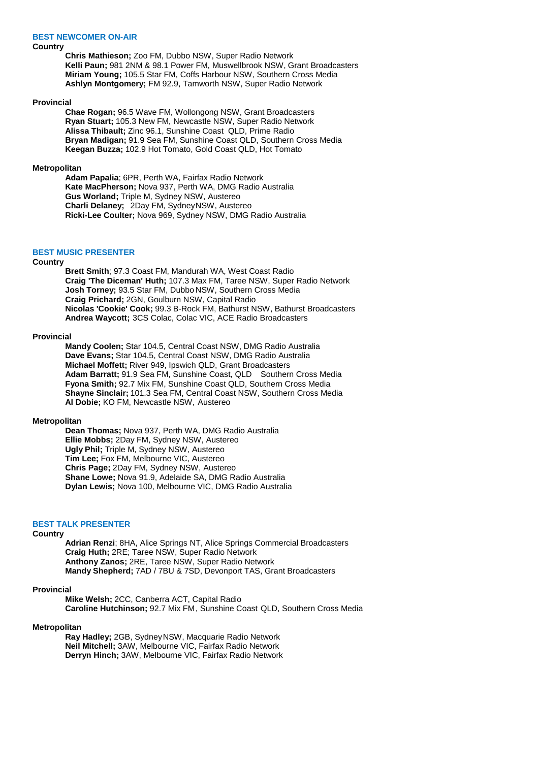## BEST NEWCOMER ON-AIR

### Country

**Chris Mathieson;** Zoo FM, Dubbo NSW, Super Radio Network
**Kelli Paun;** 981 2NM & 98.1 Power FM, Muswellbrook NSW, Grant Broadcasters
**Miriam Young;** 105.5 Star FM, Coffs Harbour NSW, Southern Cross Media
**Ashlyn Montgomery;** FM 92.9, Tamworth NSW, Super Radio Network

### Provincial

**Chae Rogan;** 96.5 Wave FM, Wollongong NSW, Grant Broadcasters
**Ryan Stuart;** 105.3 New FM, Newcastle NSW, Super Radio Network
**Alissa Thibault;** Zinc 96.1, Sunshine Coast QLD, Prime Radio
**Bryan Madigan;** 91.9 Sea FM, Sunshine Coast QLD, Southern Cross Media
**Keegan Buzza;** 102.9 Hot Tomato, Gold Coast QLD, Hot Tomato

### Metropolitan

**Adam Papalia**; 6PR, Perth WA, Fairfax Radio Network
**Kate MacPherson;** Nova 937, Perth WA, DMG Radio Australia
**Gus Worland;** Triple M, Sydney NSW, Austereo
**Charli Delaney;** 2Day FM, Sydney NSW, Austereo
**Ricki-Lee Coulter;** Nova 969, Sydney NSW, DMG Radio Australia

## BEST MUSIC PRESENTER

### Country

**Brett Smith**; 97.3 Coast FM, Mandurah WA, West Coast Radio
**Craig 'The Diceman' Huth;** 107.3 Max FM, Taree NSW, Super Radio Network
**Josh Torney;** 93.5 Star FM, Dubbo NSW, Southern Cross Media
**Craig Prichard;** 2GN, Goulburn NSW, Capital Radio
**Nicolas 'Cookie' Cook;** 99.3 B-Rock FM, Bathurst NSW, Bathurst Broadcasters
**Andrea Waycott;** 3CS Colac, Colac VIC, ACE Radio Broadcasters

### Provincial

**Mandy Coolen;** Star 104.5, Central Coast NSW, DMG Radio Australia
**Dave Evans;** Star 104.5, Central Coast NSW, DMG Radio Australia
**Michael Moffett;** River 949, Ipswich QLD, Grant Broadcasters
**Adam Barratt;** 91.9 Sea FM, Sunshine Coast, QLD Southern Cross Media
**Fyona Smith;** 92.7 Mix FM, Sunshine Coast QLD, Southern Cross Media
**Shayne Sinclair;** 101.3 Sea FM, Central Coast NSW, Southern Cross Media
**Al Dobie;** KO FM, Newcastle NSW, Austereo

### Metropolitan

**Dean Thomas;** Nova 937, Perth WA, DMG Radio Australia
**Ellie Mobbs;** 2Day FM, Sydney NSW, Austereo
**Ugly Phil;** Triple M, Sydney NSW, Austereo
**Tim Lee;** Fox FM, Melbourne VIC, Austereo
**Chris Page;** 2Day FM, Sydney NSW, Austereo
**Shane Lowe;** Nova 91.9, Adelaide SA, DMG Radio Australia
**Dylan Lewis;** Nova 100, Melbourne VIC, DMG Radio Australia

## BEST TALK PRESENTER

### Country

**Adrian Renzi**; 8HA, Alice Springs NT, Alice Springs Commercial Broadcasters
**Craig Huth;** 2RE; Taree NSW, Super Radio Network
**Anthony Zanos;** 2RE, Taree NSW, Super Radio Network
**Mandy Shepherd;** 7AD / 7BU & 7SD, Devonport TAS, Grant Broadcasters

### Provincial

**Mike Welsh;** 2CC, Canberra ACT, Capital Radio
**Caroline Hutchinson;** 92.7 Mix FM, Sunshine Coast QLD, Southern Cross Media

### Metropolitan

**Ray Hadley;** 2GB, Sydney NSW, Macquarie Radio Network
**Neil Mitchell;** 3AW, Melbourne VIC, Fairfax Radio Network
**Derryn Hinch;** 3AW, Melbourne VIC, Fairfax Radio Network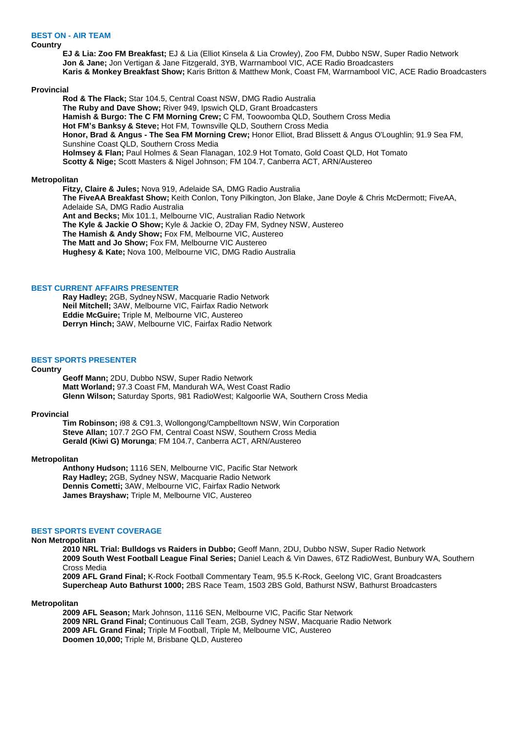## BEST ON - AIR TEAM

### Country

**EJ & Lia: Zoo FM Breakfast;** EJ & Lia (Elliot Kinsela & Lia Crowley), Zoo FM, Dubbo NSW, Super Radio Network
**Jon & Jane;** Jon Vertigan & Jane Fitzgerald, 3YB, Warrnambool VIC, ACE Radio Broadcasters
**Karis & Monkey Breakfast Show;** Karis Britton & Matthew Monk, Coast FM, Warrnambool VIC, ACE Radio Broadcasters

### Provincial

**Rod & The Flack;** Star 104.5, Central Coast NSW, DMG Radio Australia
**The Ruby and Dave Show;** River 949, Ipswich QLD, Grant Broadcasters
**Hamish & Burgo: The C FM Morning Crew;** C FM, Toowoomba QLD, Southern Cross Media
**Hot FM's Banksy & Steve;** Hot FM, Townsville QLD, Southern Cross Media
**Honor, Brad & Angus - The Sea FM Morning Crew;** Honor Elliot, Brad Blissett & Angus O'Loughlin; 91.9 Sea FM, Sunshine Coast QLD, Southern Cross Media
**Holmsey & Flan;** Paul Holmes & Sean Flanagan, 102.9 Hot Tomato, Gold Coast QLD, Hot Tomato
**Scotty & Nige;** Scott Masters & Nigel Johnson; FM 104.7, Canberra ACT, ARN/Austereo

### Metropolitan

**Fitzy, Claire & Jules;** Nova 919, Adelaide SA, DMG Radio Australia
**The FiveAA Breakfast Show;** Keith Conlon, Tony Pilkington, Jon Blake, Jane Doyle & Chris McDermott; FiveAA, Adelaide SA, DMG Radio Australia
**Ant and Becks;** Mix 101.1, Melbourne VIC, Australian Radio Network
**The Kyle & Jackie O Show;** Kyle & Jackie O, 2Day FM, Sydney NSW, Austereo
**The Hamish & Andy Show;** Fox FM, Melbourne VIC, Austereo
**The Matt and Jo Show;** Fox FM, Melbourne VIC Austereo
**Hughesy & Kate;** Nova 100, Melbourne VIC, DMG Radio Australia

## BEST CURRENT AFFAIRS PRESENTER

**Ray Hadley;** 2GB, Sydney NSW, Macquarie Radio Network
**Neil Mitchell;** 3AW, Melbourne VIC, Fairfax Radio Network
**Eddie McGuire;** Triple M, Melbourne VIC, Austereo
**Derryn Hinch;** 3AW, Melbourne VIC, Fairfax Radio Network

## BEST SPORTS PRESENTER

### Country

**Geoff Mann;** 2DU, Dubbo NSW, Super Radio Network
**Matt Worland;** 97.3 Coast FM, Mandurah WA, West Coast Radio
**Glenn Wilson;** Saturday Sports, 981 RadioWest; Kalgoorlie WA, Southern Cross Media

### Provincial

**Tim Robinson;** i98 & C91.3, Wollongong/Campbelltown NSW, Win Corporation
**Steve Allan;** 107.7 2GO FM, Central Coast NSW, Southern Cross Media
**Gerald (Kiwi G) Morunga**; FM 104.7, Canberra ACT, ARN/Austereo

### Metropolitan

**Anthony Hudson;** 1116 SEN, Melbourne VIC, Pacific Star Network
**Ray Hadley;** 2GB, Sydney NSW, Macquarie Radio Network
**Dennis Cometti;** 3AW, Melbourne VIC, Fairfax Radio Network
**James Brayshaw;** Triple M, Melbourne VIC, Austereo

## BEST SPORTS EVENT COVERAGE

### Non Metropolitan

**2010 NRL Trial: Bulldogs vs Raiders in Dubbo;** Geoff Mann, 2DU, Dubbo NSW, Super Radio Network
**2009 South West Football League Final Series;** Daniel Leach & Vin Dawes, 6TZ RadioWest, Bunbury WA, Southern Cross Media
**2009 AFL Grand Final;** K-Rock Football Commentary Team, 95.5 K-Rock, Geelong VIC, Grant Broadcasters
**Supercheap Auto Bathurst 1000;** 2BS Race Team, 1503 2BS Gold, Bathurst NSW, Bathurst Broadcasters

### Metropolitan

**2009 AFL Season;** Mark Johnson, 1116 SEN, Melbourne VIC, Pacific Star Network
**2009 NRL Grand Final;** Continuous Call Team, 2GB, Sydney NSW, Macquarie Radio Network
**2009 AFL Grand Final;** Triple M Football, Triple M, Melbourne VIC, Austereo
**Doomen 10,000;** Triple M, Brisbane QLD, Austereo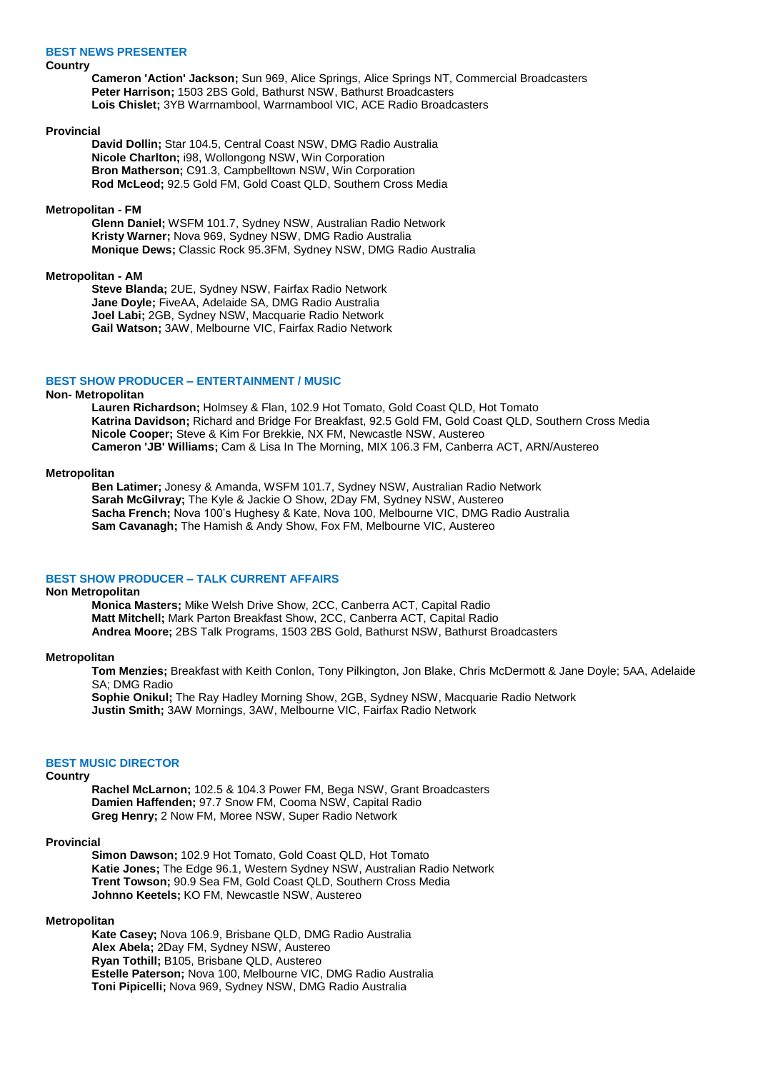## BEST NEWS PRESENTER

### Country

**Cameron 'Action' Jackson;** Sun 969, Alice Springs, Alice Springs NT, Commercial Broadcasters
**Peter Harrison;** 1503 2BS Gold, Bathurst NSW, Bathurst Broadcasters
**Lois Chislet;** 3YB Warrnambool, Warrnambool VIC, ACE Radio Broadcasters

### Provincial

**David Dollin;** Star 104.5, Central Coast NSW, DMG Radio Australia
**Nicole Charlton;** i98, Wollongong NSW, Win Corporation
**Bron Matherson;** C91.3, Campbelltown NSW, Win Corporation
**Rod McLeod;** 92.5 Gold FM, Gold Coast QLD, Southern Cross Media

### Metropolitan - FM

**Glenn Daniel;** WSFM 101.7, Sydney NSW, Australian Radio Network
**Kristy Warner;** Nova 969, Sydney NSW, DMG Radio Australia
**Monique Dews;** Classic Rock 95.3FM, Sydney NSW, DMG Radio Australia

### Metropolitan - AM

**Steve Blanda;** 2UE, Sydney NSW, Fairfax Radio Network
**Jane Doyle;** FiveAA, Adelaide SA, DMG Radio Australia
**Joel Labi;** 2GB, Sydney NSW, Macquarie Radio Network
**Gail Watson;** 3AW, Melbourne VIC, Fairfax Radio Network

## BEST SHOW PRODUCER – ENTERTAINMENT / MUSIC

### Non- Metropolitan

**Lauren Richardson;** Holmsey & Flan, 102.9 Hot Tomato, Gold Coast QLD, Hot Tomato
**Katrina Davidson;** Richard and Bridge For Breakfast, 92.5 Gold FM, Gold Coast QLD, Southern Cross Media
**Nicole Cooper;** Steve & Kim For Brekkie, NX FM, Newcastle NSW, Austereo
**Cameron 'JB' Williams;** Cam & Lisa In The Morning, MIX 106.3 FM, Canberra ACT, ARN/Austereo

### Metropolitan

**Ben Latimer;** Jonesy & Amanda, WSFM 101.7, Sydney NSW, Australian Radio Network
**Sarah McGilvray;** The Kyle & Jackie O Show, 2Day FM, Sydney NSW, Austereo
**Sacha French;** Nova 100's Hughesy & Kate, Nova 100, Melbourne VIC, DMG Radio Australia
**Sam Cavanagh;** The Hamish & Andy Show, Fox FM, Melbourne VIC, Austereo

## BEST SHOW PRODUCER – TALK CURRENT AFFAIRS

### Non Metropolitan

**Monica Masters;** Mike Welsh Drive Show, 2CC, Canberra ACT, Capital Radio
**Matt Mitchell;** Mark Parton Breakfast Show, 2CC, Canberra ACT, Capital Radio
**Andrea Moore;** 2BS Talk Programs, 1503 2BS Gold, Bathurst NSW, Bathurst Broadcasters

### Metropolitan

**Tom Menzies;** Breakfast with Keith Conlon, Tony Pilkington, Jon Blake, Chris McDermott & Jane Doyle; 5AA, Adelaide SA; DMG Radio
**Sophie Onikul;** The Ray Hadley Morning Show, 2GB, Sydney NSW, Macquarie Radio Network
**Justin Smith;** 3AW Mornings, 3AW, Melbourne VIC, Fairfax Radio Network

## BEST MUSIC DIRECTOR

### Country

**Rachel McLarnon;** 102.5 & 104.3 Power FM, Bega NSW, Grant Broadcasters
**Damien Haffenden;** 97.7 Snow FM, Cooma NSW, Capital Radio
**Greg Henry;** 2 Now FM, Moree NSW, Super Radio Network

### Provincial

**Simon Dawson;** 102.9 Hot Tomato, Gold Coast QLD, Hot Tomato
**Katie Jones;** The Edge 96.1, Western Sydney NSW, Australian Radio Network
**Trent Towson;** 90.9 Sea FM, Gold Coast QLD, Southern Cross Media
**Johnno Keetels;** KO FM, Newcastle NSW, Austereo

### Metropolitan

**Kate Casey;** Nova 106.9, Brisbane QLD, DMG Radio Australia
**Alex Abela;** 2Day FM, Sydney NSW, Austereo
**Ryan Tothill;** B105, Brisbane QLD, Austereo
**Estelle Paterson;** Nova 100, Melbourne VIC, DMG Radio Australia
**Toni Pipicelli;** Nova 969, Sydney NSW, DMG Radio Australia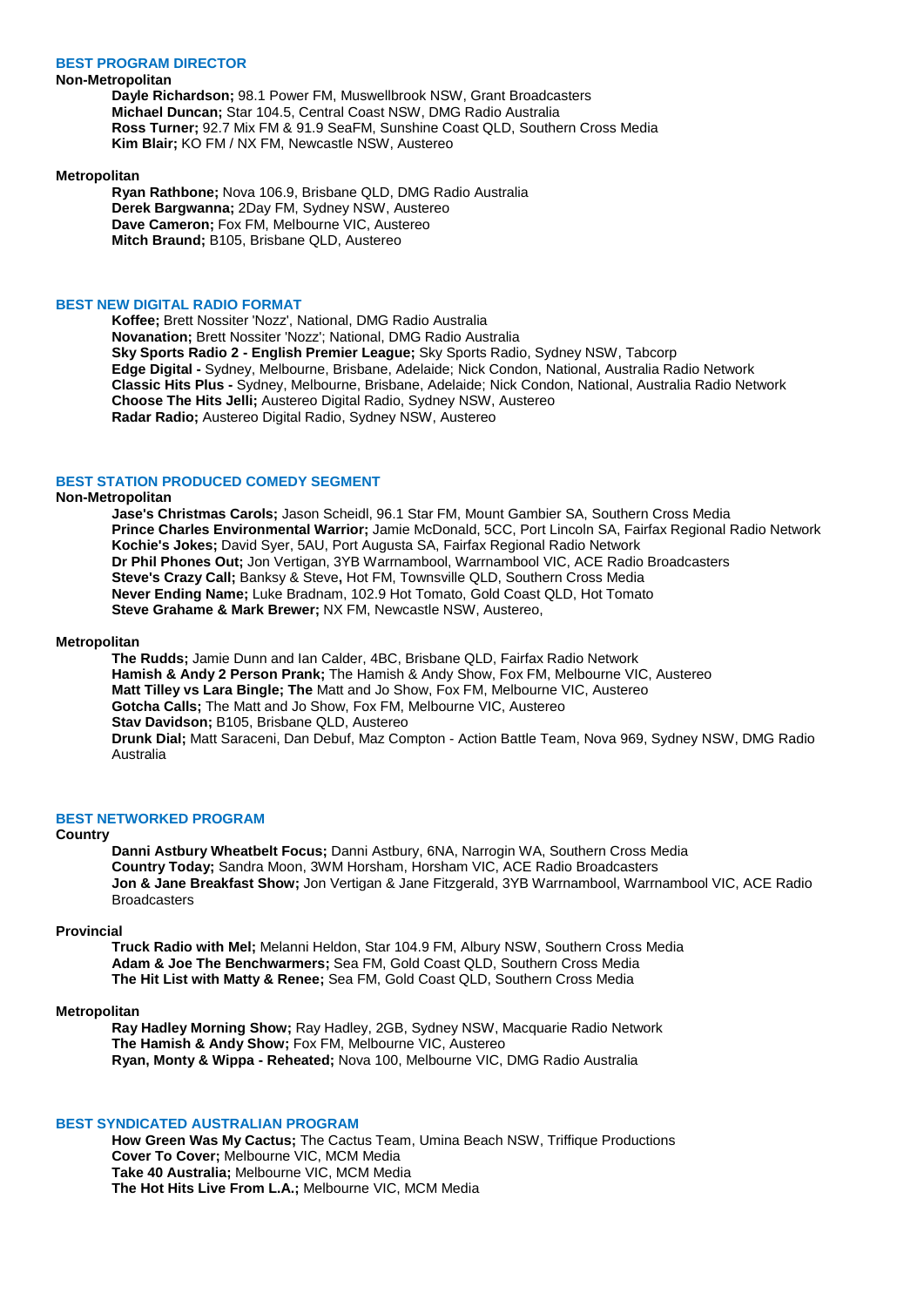## BEST PROGRAM DIRECTOR

**Non-Metropolitan**

**Dayle Richardson;** 98.1 Power FM, Muswellbrook NSW, Grant Broadcasters
**Michael Duncan;** Star 104.5, Central Coast NSW, DMG Radio Australia
**Ross Turner;** 92.7 Mix FM & 91.9 SeaFM, Sunshine Coast QLD, Southern Cross Media
**Kim Blair;** KO FM / NX FM, Newcastle NSW, Austereo

**Metropolitan**

**Ryan Rathbone;** Nova 106.9, Brisbane QLD, DMG Radio Australia
**Derek Bargwanna;** 2Day FM, Sydney NSW, Austereo
**Dave Cameron;** Fox FM, Melbourne VIC, Austereo
**Mitch Braund;** B105, Brisbane QLD, Austereo

## BEST NEW DIGITAL RADIO FORMAT

**Koffee;** Brett Nossiter 'Nozz', National, DMG Radio Australia
**Novanation;** Brett Nossiter 'Nozz'; National, DMG Radio Australia
**Sky Sports Radio 2 - English Premier League;** Sky Sports Radio, Sydney NSW, Tabcorp
**Edge Digital -** Sydney, Melbourne, Brisbane, Adelaide; Nick Condon, National, Australia Radio Network
**Classic Hits Plus -** Sydney, Melbourne, Brisbane, Adelaide; Nick Condon, National, Australia Radio Network
**Choose The Hits Jelli;** Austereo Digital Radio, Sydney NSW, Austereo
**Radar Radio;** Austereo Digital Radio, Sydney NSW, Austereo

## BEST STATION PRODUCED COMEDY SEGMENT

**Non-Metropolitan**

**Jase's Christmas Carols;** Jason Scheidl, 96.1 Star FM, Mount Gambier SA, Southern Cross Media
**Prince Charles Environmental Warrior;** Jamie McDonald, 5CC, Port Lincoln SA, Fairfax Regional Radio Network
**Kochie's Jokes;** David Syer, 5AU, Port Augusta SA, Fairfax Regional Radio Network
**Dr Phil Phones Out;** Jon Vertigan, 3YB Warrnambool, Warrnambool VIC, ACE Radio Broadcasters
**Steve's Crazy Call;** Banksy & Steve**,** Hot FM, Townsville QLD, Southern Cross Media
**Never Ending Name;** Luke Bradnam, 102.9 Hot Tomato, Gold Coast QLD, Hot Tomato
**Steve Grahame & Mark Brewer;** NX FM, Newcastle NSW, Austereo,

**Metropolitan**

**The Rudds;** Jamie Dunn and Ian Calder, 4BC, Brisbane QLD, Fairfax Radio Network
**Hamish & Andy 2 Person Prank;** The Hamish & Andy Show, Fox FM, Melbourne VIC, Austereo
**Matt Tilley vs Lara Bingle; The** Matt and Jo Show, Fox FM, Melbourne VIC, Austereo
**Gotcha Calls;** The Matt and Jo Show, Fox FM, Melbourne VIC, Austereo
**Stav Davidson;** B105, Brisbane QLD, Austereo
**Drunk Dial;** Matt Saraceni, Dan Debuf, Maz Compton - Action Battle Team, Nova 969, Sydney NSW, DMG Radio Australia

## BEST NETWORKED PROGRAM

**Country**

**Danni Astbury Wheatbelt Focus;** Danni Astbury, 6NA, Narrogin WA, Southern Cross Media
**Country Today;** Sandra Moon, 3WM Horsham, Horsham VIC, ACE Radio Broadcasters
**Jon & Jane Breakfast Show;** Jon Vertigan & Jane Fitzgerald, 3YB Warrnambool, Warrnambool VIC, ACE Radio Broadcasters

**Provincial**

**Truck Radio with Mel;** Melanni Heldon, Star 104.9 FM, Albury NSW, Southern Cross Media
**Adam & Joe The Benchwarmers;** Sea FM, Gold Coast QLD, Southern Cross Media
**The Hit List with Matty & Renee;** Sea FM, Gold Coast QLD, Southern Cross Media

**Metropolitan**

**Ray Hadley Morning Show;** Ray Hadley, 2GB, Sydney NSW, Macquarie Radio Network
**The Hamish & Andy Show;** Fox FM, Melbourne VIC, Austereo
**Ryan, Monty & Wippa - Reheated;** Nova 100, Melbourne VIC, DMG Radio Australia

## BEST SYNDICATED AUSTRALIAN PROGRAM

**How Green Was My Cactus;** The Cactus Team, Umina Beach NSW, Triffique Productions
**Cover To Cover;** Melbourne VIC, MCM Media
**Take 40 Australia;** Melbourne VIC, MCM Media
**The Hot Hits Live From L.A.;** Melbourne VIC, MCM Media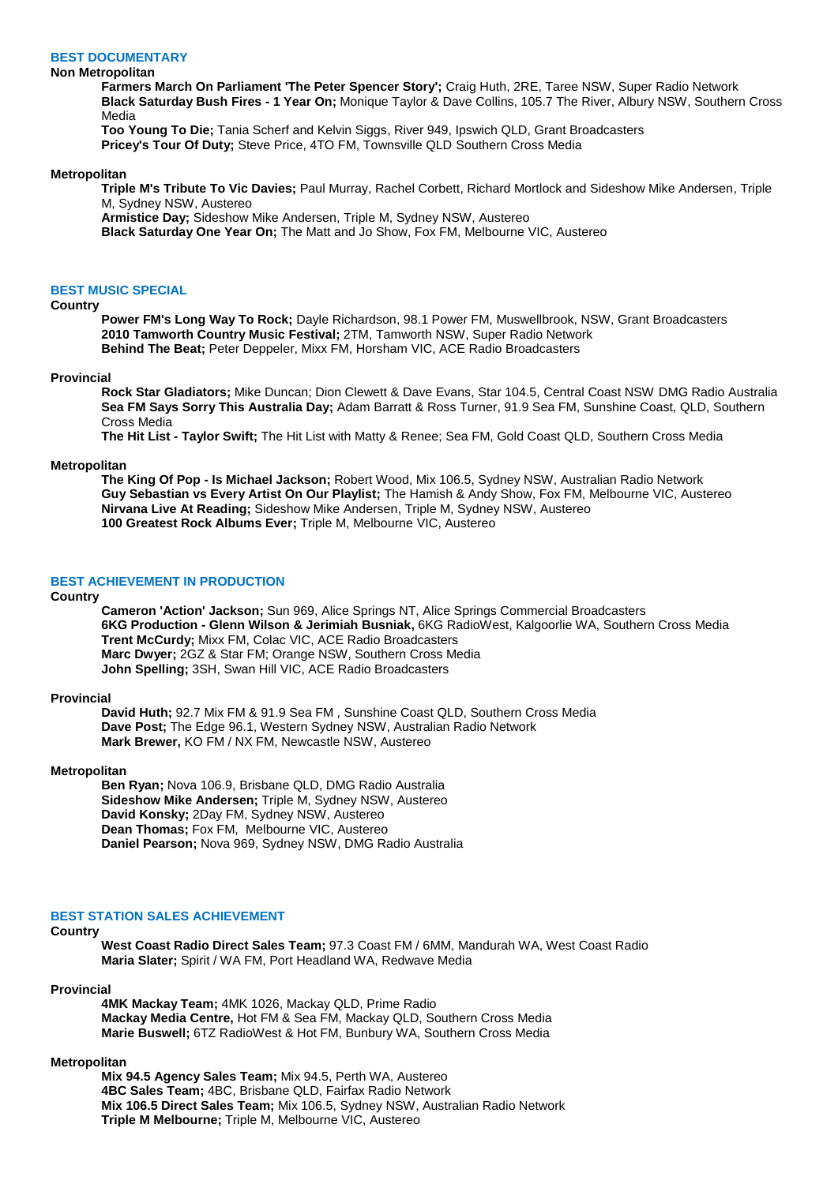## BEST DOCUMENTARY

### Non Metropolitan

**Farmers March On Parliament 'The Peter Spencer Story';** Craig Huth, 2RE, Taree NSW, Super Radio Network
**Black Saturday Bush Fires - 1 Year On;** Monique Taylor & Dave Collins, 105.7 The River, Albury NSW, Southern Cross Media
**Too Young To Die;** Tania Scherf and Kelvin Siggs, River 949, Ipswich QLD, Grant Broadcasters
**Pricey's Tour Of Duty;** Steve Price, 4TO FM, Townsville QLD Southern Cross Media

### Metropolitan

**Triple M's Tribute To Vic Davies;** Paul Murray, Rachel Corbett, Richard Mortlock and Sideshow Mike Andersen, Triple M, Sydney NSW, Austereo
**Armistice Day;** Sideshow Mike Andersen, Triple M, Sydney NSW, Austereo
**Black Saturday One Year On;** The Matt and Jo Show, Fox FM, Melbourne VIC, Austereo

## BEST MUSIC SPECIAL

### Country

**Power FM's Long Way To Rock;** Dayle Richardson, 98.1 Power FM, Muswellbrook, NSW, Grant Broadcasters
**2010 Tamworth Country Music Festival;** 2TM, Tamworth NSW, Super Radio Network
**Behind The Beat;** Peter Deppeler, Mixx FM, Horsham VIC, ACE Radio Broadcasters

### Provincial

**Rock Star Gladiators;** Mike Duncan; Dion Clewett & Dave Evans, Star 104.5, Central Coast NSW DMG Radio Australia
**Sea FM Says Sorry This Australia Day;** Adam Barratt & Ross Turner, 91.9 Sea FM, Sunshine Coast, QLD, Southern Cross Media
**The Hit List - Taylor Swift;** The Hit List with Matty & Renee; Sea FM, Gold Coast QLD, Southern Cross Media

### Metropolitan

**The King Of Pop - Is Michael Jackson;** Robert Wood, Mix 106.5, Sydney NSW, Australian Radio Network
**Guy Sebastian vs Every Artist On Our Playlist;** The Hamish & Andy Show, Fox FM, Melbourne VIC, Austereo
**Nirvana Live At Reading;** Sideshow Mike Andersen, Triple M, Sydney NSW, Austereo
**100 Greatest Rock Albums Ever;** Triple M, Melbourne VIC, Austereo

## BEST ACHIEVEMENT IN PRODUCTION

### Country

**Cameron 'Action' Jackson;** Sun 969, Alice Springs NT, Alice Springs Commercial Broadcasters
**6KG Production - Glenn Wilson & Jerimiah Busniak,** 6KG RadioWest, Kalgoorlie WA, Southern Cross Media
**Trent McCurdy;** Mixx FM, Colac VIC, ACE Radio Broadcasters
**Marc Dwyer;** 2GZ & Star FM; Orange NSW, Southern Cross Media
**John Spelling;** 3SH, Swan Hill VIC, ACE Radio Broadcasters

### Provincial

**David Huth;** 92.7 Mix FM & 91.9 Sea FM , Sunshine Coast QLD, Southern Cross Media
**Dave Post;** The Edge 96.1, Western Sydney NSW, Australian Radio Network
**Mark Brewer,** KO FM / NX FM, Newcastle NSW, Austereo

### Metropolitan

**Ben Ryan;** Nova 106.9, Brisbane QLD, DMG Radio Australia
**Sideshow Mike Andersen;** Triple M, Sydney NSW, Austereo
**David Konsky;** 2Day FM, Sydney NSW, Austereo
**Dean Thomas;** Fox FM, Melbourne VIC, Austereo
**Daniel Pearson;** Nova 969, Sydney NSW, DMG Radio Australia

## BEST STATION SALES ACHIEVEMENT

### Country

**West Coast Radio Direct Sales Team;** 97.3 Coast FM / 6MM, Mandurah WA, West Coast Radio
**Maria Slater;** Spirit / WA FM, Port Headland WA, Redwave Media

### Provincial

**4MK Mackay Team;** 4MK 1026, Mackay QLD, Prime Radio
**Mackay Media Centre,** Hot FM & Sea FM, Mackay QLD, Southern Cross Media
**Marie Buswell;** 6TZ RadioWest & Hot FM, Bunbury WA, Southern Cross Media

### Metropolitan

**Mix 94.5 Agency Sales Team;** Mix 94.5, Perth WA, Austereo
**4BC Sales Team;** 4BC, Brisbane QLD, Fairfax Radio Network
**Mix 106.5 Direct Sales Team;** Mix 106.5, Sydney NSW, Australian Radio Network
**Triple M Melbourne;** Triple M, Melbourne VIC, Austereo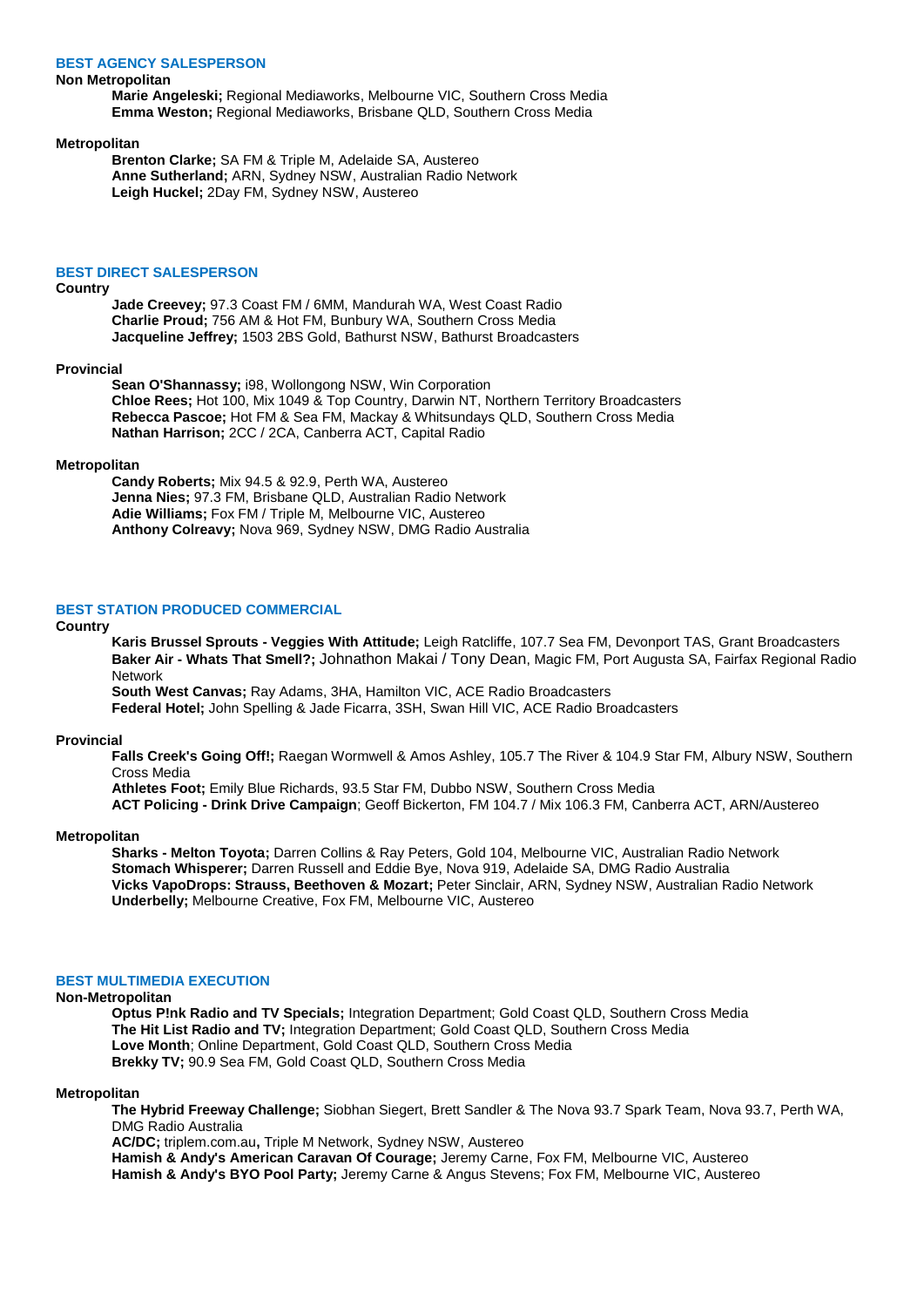## BEST AGENCY SALESPERSON

**Non Metropolitan**

- **Marie Angeleski;** Regional Mediaworks, Melbourne VIC, Southern Cross Media
- **Emma Weston;** Regional Mediaworks, Brisbane QLD, Southern Cross Media

**Metropolitan**

- **Brenton Clarke;** SA FM & Triple M, Adelaide SA, Austereo
- **Anne Sutherland;** ARN, Sydney NSW, Australian Radio Network
- **Leigh Huckel;** 2Day FM, Sydney NSW, Austereo

## BEST DIRECT SALESPERSON

**Country**

- **Jade Creevey;** 97.3 Coast FM / 6MM, Mandurah WA, West Coast Radio
- **Charlie Proud;** 756 AM & Hot FM, Bunbury WA, Southern Cross Media
- **Jacqueline Jeffrey;** 1503 2BS Gold, Bathurst NSW, Bathurst Broadcasters

**Provincial**

- **Sean O'Shannassy;** i98, Wollongong NSW, Win Corporation
- **Chloe Rees;** Hot 100, Mix 1049 & Top Country, Darwin NT, Northern Territory Broadcasters
- **Rebecca Pascoe;** Hot FM & Sea FM, Mackay & Whitsundays QLD, Southern Cross Media
- **Nathan Harrison;** 2CC / 2CA, Canberra ACT, Capital Radio

**Metropolitan**

- **Candy Roberts;** Mix 94.5 & 92.9, Perth WA, Austereo
- **Jenna Nies;** 97.3 FM, Brisbane QLD, Australian Radio Network
- **Adie Williams;** Fox FM / Triple M, Melbourne VIC, Austereo
- **Anthony Colreavy;** Nova 969, Sydney NSW, DMG Radio Australia

## BEST STATION PRODUCED COMMERCIAL

**Country**

- **Karis Brussel Sprouts - Veggies With Attitude;** Leigh Ratcliffe, 107.7 Sea FM, Devonport TAS, Grant Broadcasters
- **Baker Air - Whats That Smell?;** Johnathon Makai / Tony Dean, Magic FM, Port Augusta SA, Fairfax Regional Radio Network
- **South West Canvas;** Ray Adams, 3HA, Hamilton VIC, ACE Radio Broadcasters
- **Federal Hotel;** John Spelling & Jade Ficarra, 3SH, Swan Hill VIC, ACE Radio Broadcasters

**Provincial**

- **Falls Creek's Going Off!;** Raegan Wormwell & Amos Ashley, 105.7 The River & 104.9 Star FM, Albury NSW, Southern Cross Media
- **Athletes Foot;** Emily Blue Richards, 93.5 Star FM, Dubbo NSW, Southern Cross Media
- **ACT Policing - Drink Drive Campaign**; Geoff Bickerton, FM 104.7 / Mix 106.3 FM, Canberra ACT, ARN/Austereo

**Metropolitan**

- **Sharks - Melton Toyota;** Darren Collins & Ray Peters, Gold 104, Melbourne VIC, Australian Radio Network
- **Stomach Whisperer;** Darren Russell and Eddie Bye, Nova 919, Adelaide SA, DMG Radio Australia
- **Vicks VapoDrops: Strauss, Beethoven & Mozart;** Peter Sinclair, ARN, Sydney NSW, Australian Radio Network
- **Underbelly;** Melbourne Creative, Fox FM, Melbourne VIC, Austereo

## BEST MULTIMEDIA EXECUTION

**Non-Metropolitan**

- **Optus P!nk Radio and TV Specials;** Integration Department; Gold Coast QLD, Southern Cross Media
- **The Hit List Radio and TV;** Integration Department; Gold Coast QLD, Southern Cross Media
- **Love Month**; Online Department, Gold Coast QLD, Southern Cross Media
- **Brekky TV;** 90.9 Sea FM, Gold Coast QLD, Southern Cross Media

**Metropolitan**

- **The Hybrid Freeway Challenge;** Siobhan Siegert, Brett Sandler & The Nova 93.7 Spark Team, Nova 93.7, Perth WA, DMG Radio Australia
- **AC/DC;** triplem.com.au**,** Triple M Network, Sydney NSW, Austereo
- **Hamish & Andy's American Caravan Of Courage;** Jeremy Carne, Fox FM, Melbourne VIC, Austereo
- **Hamish & Andy's BYO Pool Party;** Jeremy Carne & Angus Stevens; Fox FM, Melbourne VIC, Austereo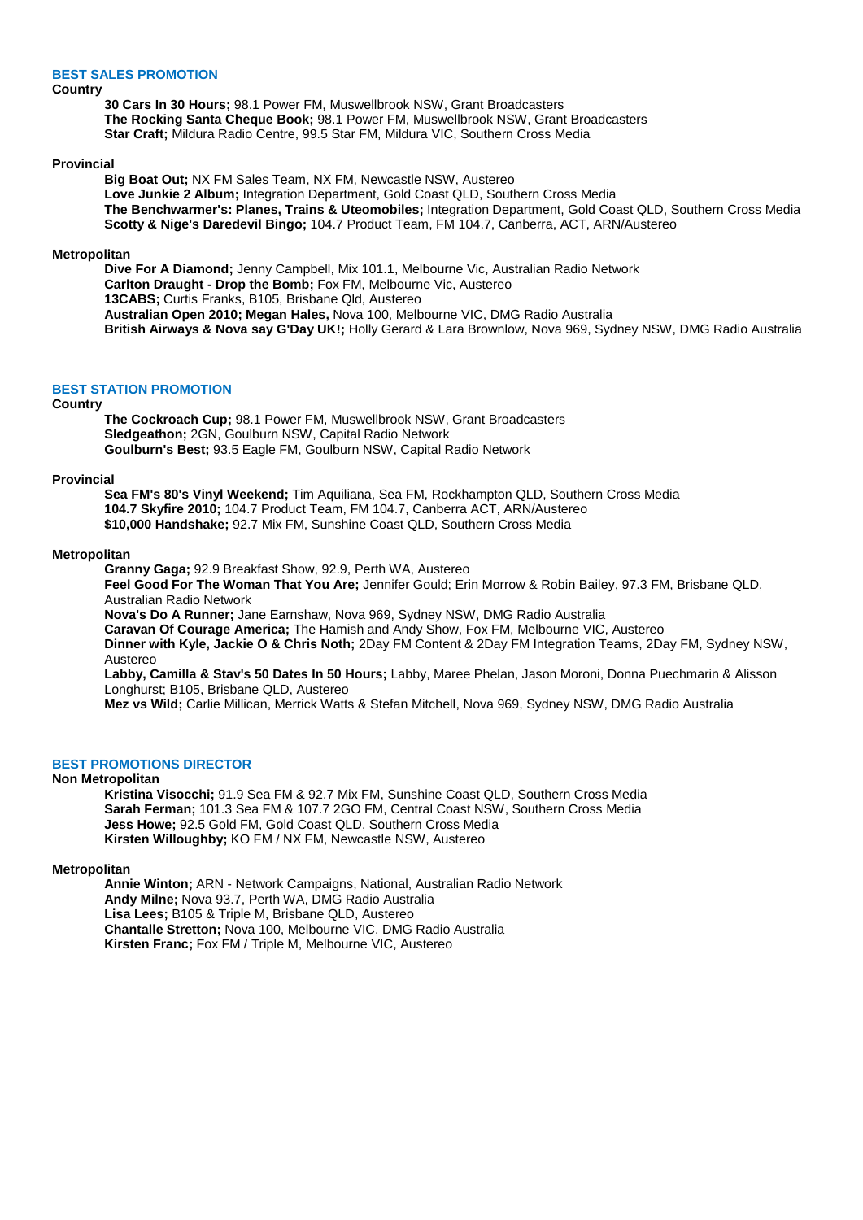## BEST SALES PROMOTION

### Country

**30 Cars In 30 Hours;** 98.1 Power FM, Muswellbrook NSW, Grant Broadcasters
**The Rocking Santa Cheque Book;** 98.1 Power FM, Muswellbrook NSW, Grant Broadcasters
**Star Craft;** Mildura Radio Centre, 99.5 Star FM, Mildura VIC, Southern Cross Media

### Provincial

**Big Boat Out;** NX FM Sales Team, NX FM, Newcastle NSW, Austereo
**Love Junkie 2 Album;** Integration Department, Gold Coast QLD, Southern Cross Media
**The Benchwarmer's: Planes, Trains & Uteomobiles;** Integration Department, Gold Coast QLD, Southern Cross Media
**Scotty & Nige's Daredevil Bingo;** 104.7 Product Team, FM 104.7, Canberra, ACT, ARN/Austereo

### Metropolitan

**Dive For A Diamond;** Jenny Campbell, Mix 101.1, Melbourne Vic, Australian Radio Network
**Carlton Draught - Drop the Bomb;** Fox FM, Melbourne Vic, Austereo
**13CABS;** Curtis Franks, B105, Brisbane Qld, Austereo
**Australian Open 2010; Megan Hales,** Nova 100, Melbourne VIC, DMG Radio Australia
**British Airways & Nova say G'Day UK!;** Holly Gerard & Lara Brownlow, Nova 969, Sydney NSW, DMG Radio Australia

## BEST STATION PROMOTION

### Country

**The Cockroach Cup;** 98.1 Power FM, Muswellbrook NSW, Grant Broadcasters
**Sledgeathon;** 2GN, Goulburn NSW, Capital Radio Network
**Goulburn's Best;** 93.5 Eagle FM, Goulburn NSW, Capital Radio Network

### Provincial

**Sea FM's 80's Vinyl Weekend;** Tim Aquiliana, Sea FM, Rockhampton QLD, Southern Cross Media
**104.7 Skyfire 2010;** 104.7 Product Team, FM 104.7, Canberra ACT, ARN/Austereo
**$10,000 Handshake;** 92.7 Mix FM, Sunshine Coast QLD, Southern Cross Media

### Metropolitan

**Granny Gaga;** 92.9 Breakfast Show, 92.9, Perth WA, Austereo
**Feel Good For The Woman That You Are;** Jennifer Gould; Erin Morrow & Robin Bailey, 97.3 FM, Brisbane QLD, Australian Radio Network
**Nova's Do A Runner;** Jane Earnshaw, Nova 969, Sydney NSW, DMG Radio Australia
**Caravan Of Courage America;** The Hamish and Andy Show, Fox FM, Melbourne VIC, Austereo
**Dinner with Kyle, Jackie O & Chris Noth;** 2Day FM Content & 2Day FM Integration Teams, 2Day FM, Sydney NSW, Austereo
**Labby, Camilla & Stav's 50 Dates In 50 Hours;** Labby, Maree Phelan, Jason Moroni, Donna Puechmarin & Alisson Longhurst; B105, Brisbane QLD, Austereo
**Mez vs Wild;** Carlie Millican, Merrick Watts & Stefan Mitchell, Nova 969, Sydney NSW, DMG Radio Australia

## BEST PROMOTIONS DIRECTOR

### Non Metropolitan

**Kristina Visocchi;** 91.9 Sea FM & 92.7 Mix FM, Sunshine Coast QLD, Southern Cross Media
**Sarah Ferman;** 101.3 Sea FM & 107.7 2GO FM, Central Coast NSW, Southern Cross Media
**Jess Howe;** 92.5 Gold FM, Gold Coast QLD, Southern Cross Media
**Kirsten Willoughby;** KO FM / NX FM, Newcastle NSW, Austereo

### Metropolitan

**Annie Winton;** ARN - Network Campaigns, National, Australian Radio Network
**Andy Milne;** Nova 93.7, Perth WA, DMG Radio Australia
**Lisa Lees;** B105 & Triple M, Brisbane QLD, Austereo
**Chantalle Stretton;** Nova 100, Melbourne VIC, DMG Radio Australia
**Kirsten Franc;** Fox FM / Triple M, Melbourne VIC, Austereo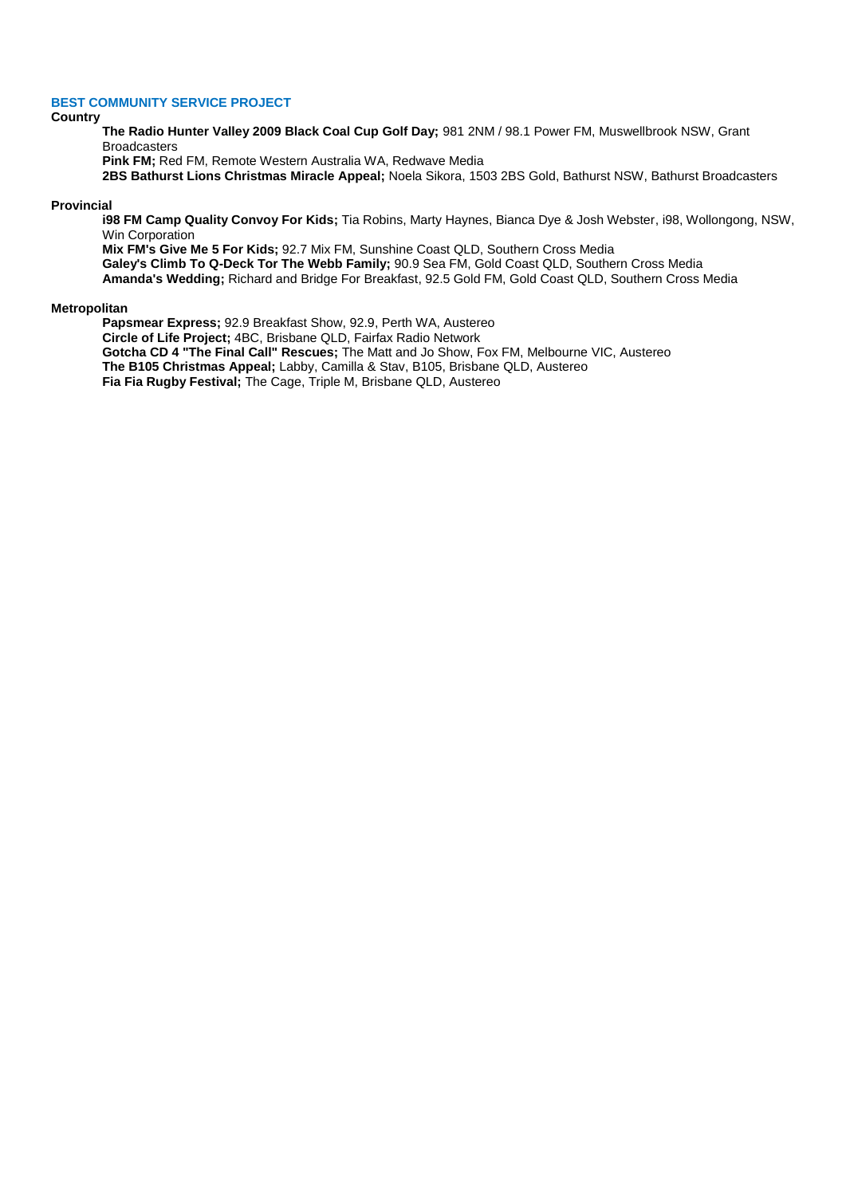## BEST COMMUNITY SERVICE PROJECT

**Country**

**The Radio Hunter Valley 2009 Black Coal Cup Golf Day;** 981 2NM / 98.1 Power FM, Muswellbrook NSW, Grant Broadcasters
**Pink FM;** Red FM, Remote Western Australia WA, Redwave Media
**2BS Bathurst Lions Christmas Miracle Appeal;** Noela Sikora, 1503 2BS Gold, Bathurst NSW, Bathurst Broadcasters

**Provincial**

**i98 FM Camp Quality Convoy For Kids;** Tia Robins, Marty Haynes, Bianca Dye & Josh Webster, i98, Wollongong, NSW, Win Corporation
**Mix FM's Give Me 5 For Kids;** 92.7 Mix FM, Sunshine Coast QLD, Southern Cross Media
**Galey's Climb To Q-Deck Tor The Webb Family;** 90.9 Sea FM, Gold Coast QLD, Southern Cross Media
**Amanda's Wedding;** Richard and Bridge For Breakfast, 92.5 Gold FM, Gold Coast QLD, Southern Cross Media

**Metropolitan**

**Papsmear Express;** 92.9 Breakfast Show, 92.9, Perth WA, Austereo
**Circle of Life Project;** 4BC, Brisbane QLD, Fairfax Radio Network
**Gotcha CD 4 "The Final Call" Rescues;** The Matt and Jo Show, Fox FM, Melbourne VIC, Austereo
**The B105 Christmas Appeal;** Labby, Camilla & Stav, B105, Brisbane QLD, Austereo
**Fia Fia Rugby Festival;** The Cage, Triple M, Brisbane QLD, Austereo